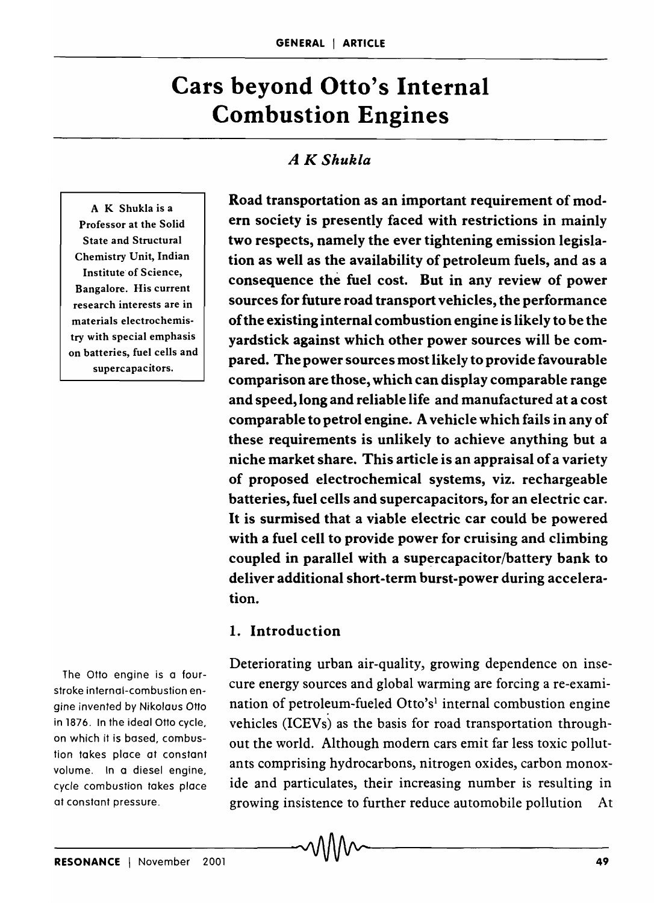# Cars beyond Otto's Internal Combustion Engines

*A K Shukla*

A K Shukla is a Professor at the Solid State and Structural Chemistry Unit, Indian Institute of Science, Bangalore. His current research interests are in materials electrochemistry with special emphasis on batteries, fuel cells and supercapacitors.

**Road transportation as an important requirement of modern society is presently faced with restrictions in mainly two respects, namely the ever tightening emission legislation as well as the availability of petroleum fuels, and as a consequence the fuel cost. But in any review of power sources for future road transport vehicles, the performance of the existing internal combustion engine is likely to be the yardstick against which other power sources will be compared. The power sources most likely to provide favourable comparison are those, which can display comparable range and speed, long and reliable life and manufactured at a cost comparable to petrol engine. A vehicle which fails in any of these requirements is unlikely to achieve anything but a niche market share. This article is an appraisal of a variety of proposed electrochemical systems, viz. rechargeable batteries, fuel cells and supercapacitors, for an electric car. It is surmised that a viable electric car could be powered with a fuel cell to provide power for cruising and climbing coupled in parallel with a supercapacitor/battery bank to deliver additional short-term burst-power during acceleration.**

## 1. Introduction

Deteriorating urban air-quality, growing dependence on insecure energy sources and global warming are forcing a re-examination of petroleum-fueled Otto's[1] internal combustion engine vehicles (ICEVs) as the basis for road transportation throughout the world. Although modern cars emit far less toxic pollutants comprising hydrocarbons, nitrogen oxides, carbon monoxide and particulates, their increasing number is resulting in growing insistence to further reduce automobile pollution At

[1] The Otto engine is a four-stroke internal-combustion engine invented by Nikolaus Otto in 1876. In the ideal Otto cycle, on which it is based, combustion takes place at constant volume. In a diesel engine, cycle combustion takes place at constant pressure.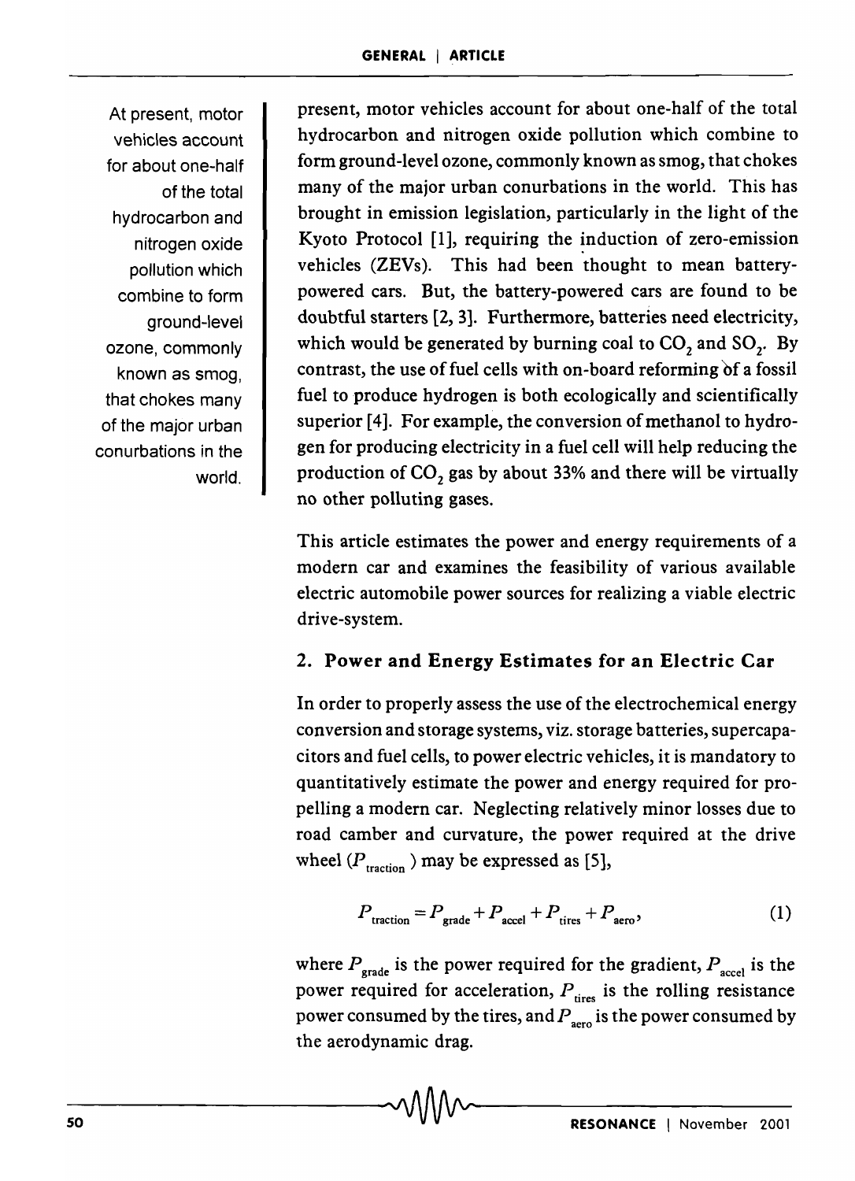At present, motor vehicles account for about one-half of the total hydrocarbon and nitrogen oxide pollution which combine to form ground-level ozone, commonly known as smog, that chokes many of the major urban conurbations in the world.

present, motor vehicles account for about one-half of the total hydrocarbon and nitrogen oxide pollution which combine to form ground-level ozone, commonly known as smog, that chokes many of the major urban conurbations in the world. This has brought in emission legislation, particularly in the light of the Kyoto Protocol [1], requiring the induction of zero-emission vehicles (ZEVs). This had been thought to mean battery-powered cars. But, the battery-powered cars are found to be doubtful starters [2, 3]. Furthermore, batteries need electricity, which would be generated by burning coal to $CO_2$ and $SO_2$. By contrast, the use of fuel cells with on-board reforming of a fossil fuel to produce hydrogen is both ecologically and scientifically superior [4]. For example, the conversion of methanol to hydrogen for producing electricity in a fuel cell will help reducing the production of $CO_2$ gas by about 33% and there will be virtually no other polluting gases.

This article estimates the power and energy requirements of a modern car and examines the feasibility of various available electric automobile power sources for realizing a viable electric drive-system.

## 2. Power and Energy Estimates for an Electric Car

In order to properly assess the use of the electrochemical energy conversion and storage systems, viz. storage batteries, supercapacitors and fuel cells, to power electric vehicles, it is mandatory to quantitatively estimate the power and energy required for propelling a modern car. Neglecting relatively minor losses due to road camber and curvature, the power required at the drive wheel ($P_{\text{traction}}$) may be expressed as [5],

$$P_{\text{traction}} = P_{\text{grade}} + P_{\text{accel}} + P_{\text{tires}} + P_{\text{aero}}, \tag{1}$$

where $P_{\text{grade}}$ is the power required for the gradient, $P_{\text{accel}}$ is the power required for acceleration, $P_{\text{tires}}$ is the rolling resistance power consumed by the tires, and $P_{\text{aero}}$ is the power consumed by the aerodynamic drag.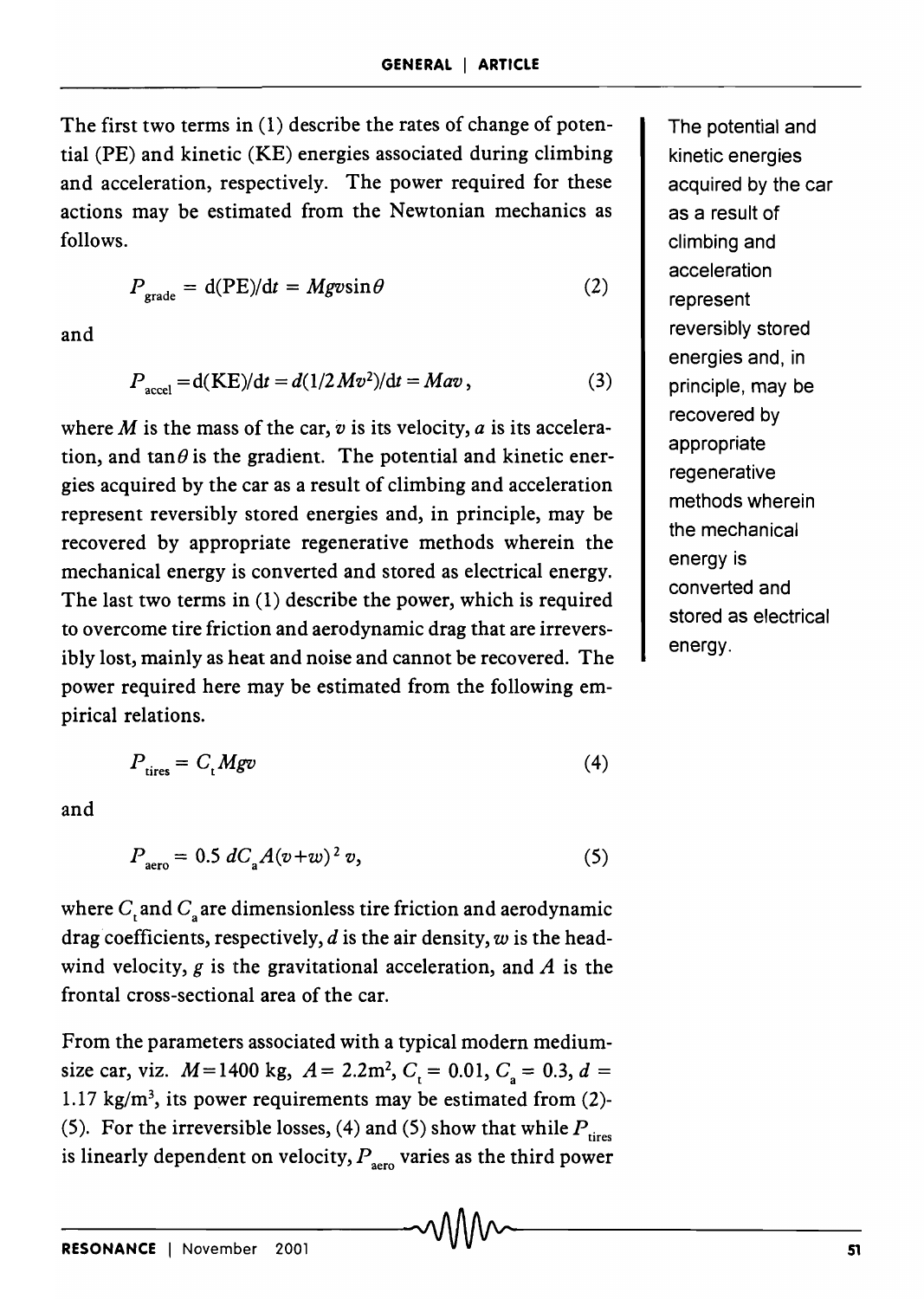The first two terms in (1) describe the rates of change of potential (PE) and kinetic (KE) energies associated during climbing and acceleration, respectively. The power required for these actions may be estimated from the Newtonian mechanics as follows.

$$P_{\text{grade}} = \mathrm{d(PE)/d}t = Mgv\sin\theta \qquad (2)$$

and

$$P_{\text{accel}} = \mathrm{d(KE)/d}t = d(1/2\,Mv^2)/\mathrm{d}t = Mav, \qquad (3)$$

where $M$ is the mass of the car, $v$ is its velocity, $a$ is its acceleration, and $\tan\theta$ is the gradient. The potential and kinetic energies acquired by the car as a result of climbing and acceleration represent reversibly stored energies and, in principle, may be recovered by appropriate regenerative methods wherein the mechanical energy is converted and stored as electrical energy. The last two terms in (1) describe the power, which is required to overcome tire friction and aerodynamic drag that are irreversibly lost, mainly as heat and noise and cannot be recovered. The power required here may be estimated from the following empirical relations.

$$P_{\text{tires}} = C_t Mgv \qquad (4)$$

and

$$P_{\text{aero}} = 0.5\, dC_a A(v+w)^2\, v, \qquad (5)$$

where $C_t$ and $C_a$ are dimensionless tire friction and aerodynamic drag coefficients, respectively, $d$ is the air density, $w$ is the headwind velocity, $g$ is the gravitational acceleration, and $A$ is the frontal cross-sectional area of the car.

From the parameters associated with a typical modern medium-size car, viz. $M = 1400$ kg, $A = 2.2\text{m}^2$, $C_t = 0.01$, $C_a = 0.3$, $d = 1.17$ kg/m$^3$, its power requirements may be estimated from (2)-(5). For the irreversible losses, (4) and (5) show that while $P_{\text{tires}}$ is linearly dependent on velocity, $P_{\text{aero}}$ varies as the third power

The potential and kinetic energies acquired by the car as a result of climbing and acceleration represent reversibly stored energies and, in principle, may be recovered by appropriate regenerative methods wherein the mechanical energy is converted and stored as electrical energy.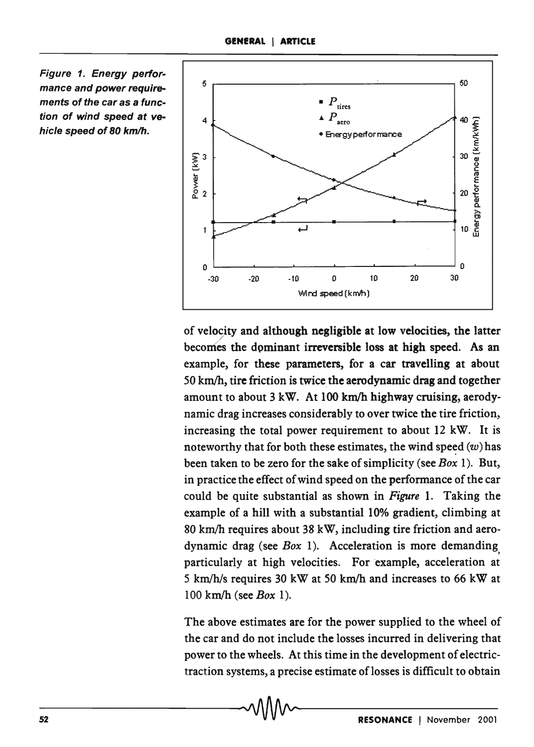Figure 1. Energy performance and power requirements of the car as a function of wind speed at vehicle speed of 80 km/h.

of velocity and although negligible at low velocities, the latter becomes the dominant irreversible loss at high speed. As an example, for these parameters, for a car travelling at about 50 km/h, tire friction is twice the aerodynamic drag and together amount to about 3 kW. At 100 km/h highway cruising, aerodynamic drag increases considerably to over twice the tire friction, increasing the total power requirement to about 12 kW. It is noteworthy that for both these estimates, the wind speed ($w$) has been taken to be zero for the sake of simplicity (see *Box* 1). But, in practice the effect of wind speed on the performance of the car could be quite substantial as shown in *Figure* 1. Taking the example of a hill with a substantial 10% gradient, climbing at 80 km/h requires about 38 kW, including tire friction and aerodynamic drag (see *Box* 1). Acceleration is more demanding particularly at high velocities. For example, acceleration at 5 km/h/s requires 30 kW at 50 km/h and increases to 66 kW at 100 km/h (see *Box* 1).

The above estimates are for the power supplied to the wheel of the car and do not include the losses incurred in delivering that power to the wheels. At this time in the development of electric-traction systems, a precise estimate of losses is difficult to obtain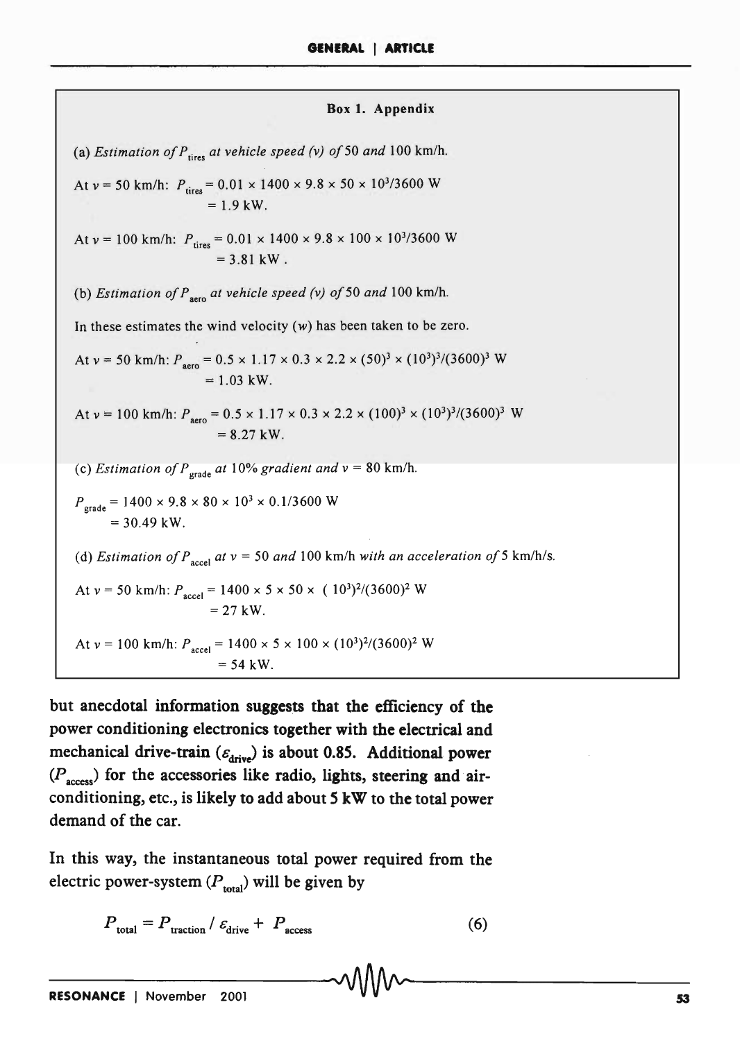### Box 1. Appendix

(a) *Estimation of $P_{tires}$ at vehicle speed (v) of* 50 *and* 100 km/h.

At $v$ = 50 km/h: $P_{tires} = 0.01 \times 1400 \times 9.8 \times 50 \times 10^3/3600$ W
$= 1.9$ kW.

At $v$ = 100 km/h: $P_{tires} = 0.01 \times 1400 \times 9.8 \times 100 \times 10^3/3600$ W
$= 3.81$ kW .

(b) *Estimation of $P_{aero}$ at vehicle speed (v) of* 50 *and* 100 km/h.

In these estimates the wind velocity ($w$) has been taken to be zero.

At $v$ = 50 km/h: $P_{aero} = 0.5 \times 1.17 \times 0.3 \times 2.2 \times (50)^3 \times (10^3)^3/(3600)^3$ W
$= 1.03$ kW.

At $v$ = 100 km/h: $P_{aero} = 0.5 \times 1.17 \times 0.3 \times 2.2 \times (100)^3 \times (10^3)^3/(3600)^3$ W
$= 8.27$ kW.

(c) *Estimation of $P_{grade}$ at* 10% *gradient and* $v$ = 80 km/h.

$P_{grade} = 1400 \times 9.8 \times 80 \times 10^3 \times 0.1/3600$ W
$= 30.49$ kW.

(d) *Estimation of $P_{accel}$ at $v$ =* 50 *and* 100 km/h *with an acceleration of* 5 km/h/s.

At $v$ = 50 km/h: $P_{accel} = 1400 \times 5 \times 50 \times (10^3)^2/(3600)^2$ W
$= 27$ kW.

At $v$ = 100 km/h: $P_{accel} = 1400 \times 5 \times 100 \times (10^3)^2/(3600)^2$ W
$= 54$ kW.

but anecdotal information suggests that the efficiency of the power conditioning electronics together with the electrical and mechanical drive-train ($\varepsilon_{drive}$) is about 0.85. Additional power ($P_{access}$) for the accessories like radio, lights, steering and air-conditioning, etc., is likely to add about 5 kW to the total power demand of the car.

In this way, the instantaneous total power required from the electric power-system ($P_{total}$) will be given by

$$P_{total} = P_{traction} / \varepsilon_{drive} + P_{access} \tag{6}$$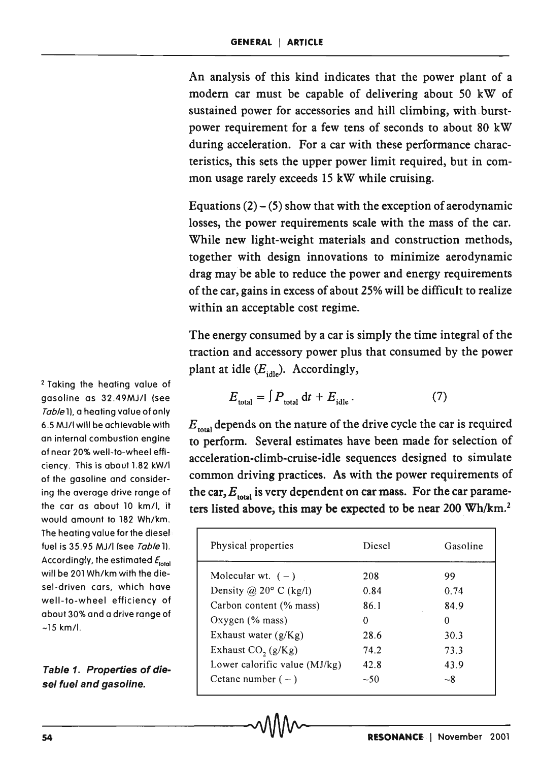An analysis of this kind indicates that the power plant of a modern car must be capable of delivering about 50 kW of sustained power for accessories and hill climbing, with burst-power requirement for a few tens of seconds to about 80 kW during acceleration. For a car with these performance characteristics, this sets the upper power limit required, but in common usage rarely exceeds 15 kW while cruising.

Equations (2) – (5) show that with the exception of aerodynamic losses, the power requirements scale with the mass of the car. While new light-weight materials and construction methods, together with design innovations to minimize aerodynamic drag may be able to reduce the power and energy requirements of the car, gains in excess of about 25% will be difficult to realize within an acceptable cost regime.

The energy consumed by a car is simply the time integral of the traction and accessory power plus that consumed by the power plant at idle ($E_{idle}$). Accordingly,

$$E_{total} = \int P_{total}\, dt + E_{idle}. \qquad (7)$$

$E_{total}$ depends on the nature of the drive cycle the car is required to perform. Several estimates have been made for selection of acceleration-climb-cruise-idle sequences designed to simulate common driving practices. As with the power requirements of the car, $E_{total}$ is very dependent on car mass. For the car parameters listed above, this may be expected to be near 200 Wh/km.[2]

[2] Taking the heating value of gasoline as 32.49MJ/l (see *Table* 1), a heating value of only 6.5 MJ/l will be achievable with an internal combustion engine of near 20% well-to-wheel efficiency. This is about 1.82 kW/l of the gasoline and considering the average drive range of the car as about 10 km/l, it would amount to 182 Wh/km. The heating value for the diesel fuel is 35.95 MJ/l (see *Table* 1). Accordingly, the estimated $E_{total}$ will be 201 Wh/km with the diesel-driven cars, which have well-to-wheel efficiency of about 30% and a drive range of ~15 km/l.

**Table 1. Properties of diesel fuel and gasoline.**

| Physical properties | Diesel | Gasoline |
|---|---|---|
| Molecular wt. ( – ) | 208 | 99 |
| Density @ 20° C (kg/l) | 0.84 | 0.74 |
| Carbon content (% mass) | 86.1 | 84.9 |
| Oxygen (% mass) | 0 | 0 |
| Exhaust water (g/Kg) | 28.6 | 30.3 |
| Exhaust $CO_2$ (g/Kg) | 74.2 | 73.3 |
| Lower calorific value (MJ/kg) | 42.8 | 43.9 |
| Cetane number ( – ) | ~50 | ~8 |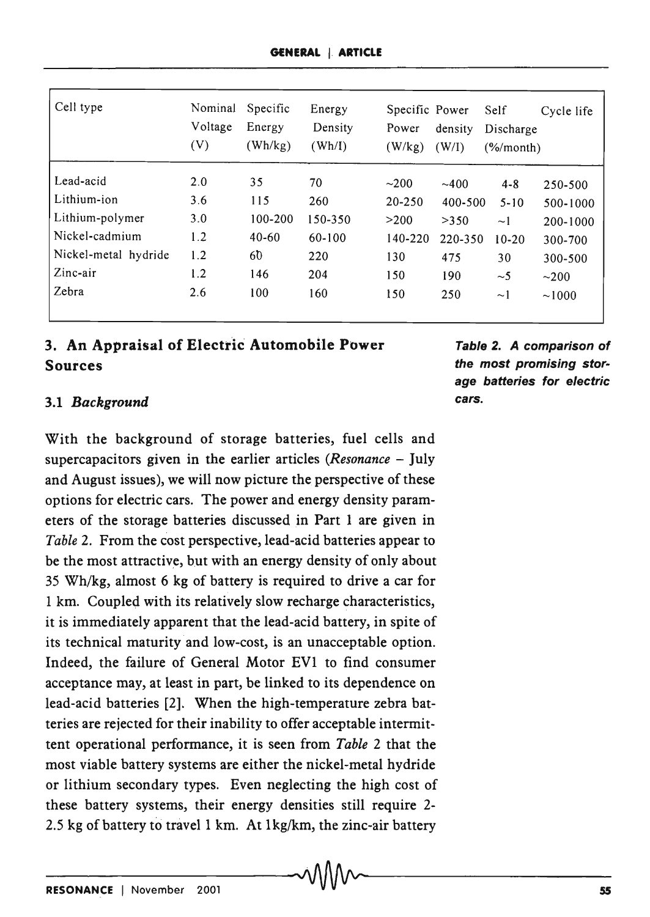| Cell type | Nominal Voltage (V) | Specific Energy (Wh/kg) | Energy Density (Wh/l) | Specific Power (W/kg) | Power density (W/l) | Self Discharge (%/month) | Cycle life |
|---|---|---|---|---|---|---|---|
| Lead-acid | 2.0 | 35 | 70 | ~200 | ~400 | 4-8 | 250-500 |
| Lithium-ion | 3.6 | 115 | 260 | 20-250 | 400-500 | 5-10 | 500-1000 |
| Lithium-polymer | 3.0 | 100-200 | 150-350 | >200 | >350 | ~1 | 200-1000 |
| Nickel-cadmium | 1.2 | 40-60 | 60-100 | 140-220 | 220-350 | 10-20 | 300-700 |
| Nickel-metal hydride | 1.2 | 60 | 220 | 130 | 475 | 30 | 300-500 |
| Zinc-air | 1.2 | 146 | 204 | 150 | 190 | ~5 | ~200 |
| Zebra | 2.6 | 100 | 160 | 150 | 250 | ~1 | ~1000 |

**Table 2. A comparison of the most promising storage batteries for electric cars.**

## 3. An Appraisal of Electric Automobile Power Sources

### 3.1 *Background*

With the background of storage batteries, fuel cells and supercapacitors given in the earlier articles (*Resonance* – July and August issues), we will now picture the perspective of these options for electric cars. The power and energy density parameters of the storage batteries discussed in Part 1 are given in *Table* 2. From the cost perspective, lead-acid batteries appear to be the most attractive, but with an energy density of only about 35 Wh/kg, almost 6 kg of battery is required to drive a car for 1 km. Coupled with its relatively slow recharge characteristics, it is immediately apparent that the lead-acid battery, in spite of its technical maturity and low-cost, is an unacceptable option. Indeed, the failure of General Motor EV1 to find consumer acceptance may, at least in part, be linked to its dependence on lead-acid batteries [2]. When the high-temperature zebra batteries are rejected for their inability to offer acceptable intermittent operational performance, it is seen from *Table* 2 that the most viable battery systems are either the nickel-metal hydride or lithium secondary types. Even neglecting the high cost of these battery systems, their energy densities still require 2-2.5 kg of battery to travel 1 km. At 1kg/km, the zinc-air battery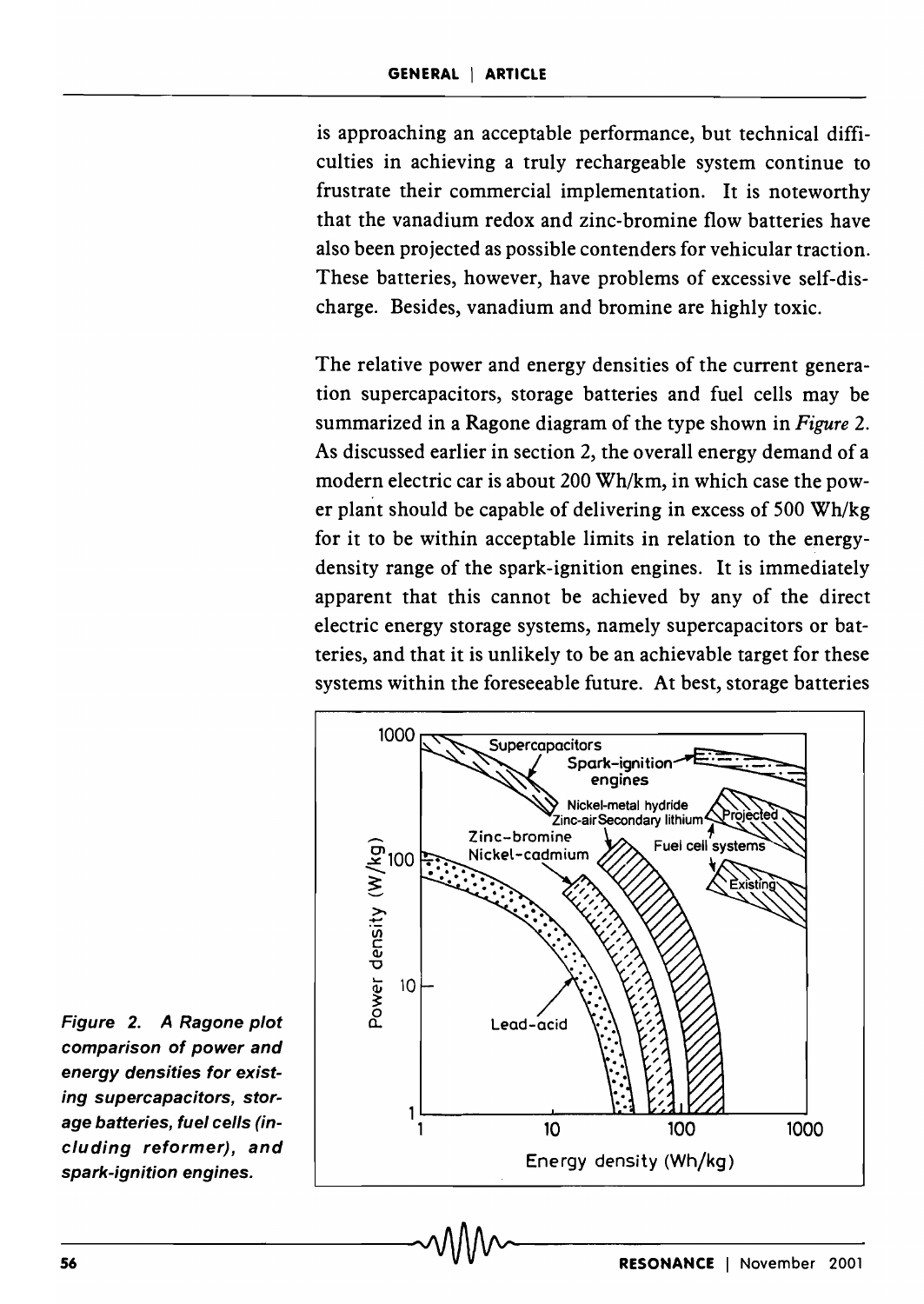is approaching an acceptable performance, but technical difficulties in achieving a truly rechargeable system continue to frustrate their commercial implementation. It is noteworthy that the vanadium redox and zinc-bromine flow batteries have also been projected as possible contenders for vehicular traction. These batteries, however, have problems of excessive self-discharge. Besides, vanadium and bromine are highly toxic.

The relative power and energy densities of the current generation supercapacitors, storage batteries and fuel cells may be summarized in a Ragone diagram of the type shown in *Figure* 2. As discussed earlier in section 2, the overall energy demand of a modern electric car is about 200 Wh/km, in which case the power plant should be capable of delivering in excess of 500 Wh/kg for it to be within acceptable limits in relation to the energy-density range of the spark-ignition engines. It is immediately apparent that this cannot be achieved by any of the direct electric energy storage systems, namely supercapacitors or batteries, and that it is unlikely to be an achievable target for these systems within the foreseeable future. At best, storage batteries

*Figure 2. A Ragone plot comparison of power and energy densities for existing supercapacitors, storage batteries, fuel cells (including reformer), and spark-ignition engines.*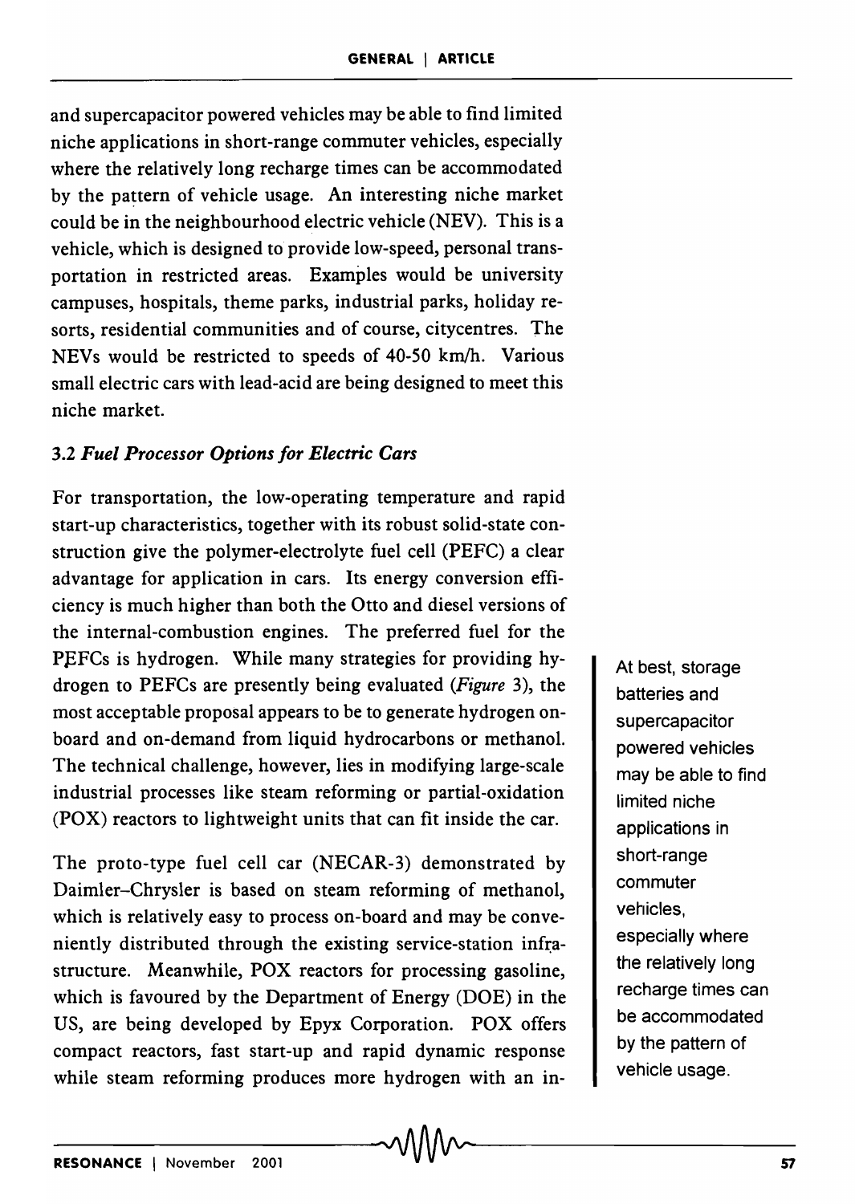and supercapacitor powered vehicles may be able to find limited niche applications in short-range commuter vehicles, especially where the relatively long recharge times can be accommodated by the pattern of vehicle usage. An interesting niche market could be in the neighbourhood electric vehicle (NEV). This is a vehicle, which is designed to provide low-speed, personal transportation in restricted areas. Examples would be university campuses, hospitals, theme parks, industrial parks, holiday resorts, residential communities and of course, citycentres. The NEVs would be restricted to speeds of 40-50 km/h. Various small electric cars with lead-acid are being designed to meet this niche market.

### 3.2 *Fuel Processor Options for Electric Cars*

For transportation, the low-operating temperature and rapid start-up characteristics, together with its robust solid-state construction give the polymer-electrolyte fuel cell (PEFC) a clear advantage for application in cars. Its energy conversion efficiency is much higher than both the Otto and diesel versions of the internal-combustion engines. The preferred fuel for the PEFCs is hydrogen. While many strategies for providing hydrogen to PEFCs are presently being evaluated (*Figure* 3), the most acceptable proposal appears to be to generate hydrogen on-board and on-demand from liquid hydrocarbons or methanol. The technical challenge, however, lies in modifying large-scale industrial processes like steam reforming or partial-oxidation (POX) reactors to lightweight units that can fit inside the car.

At best, storage batteries and supercapacitor powered vehicles may be able to find limited niche applications in short-range commuter vehicles, especially where the relatively long recharge times can be accommodated by the pattern of vehicle usage.

The proto-type fuel cell car (NECAR-3) demonstrated by Daimler–Chrysler is based on steam reforming of methanol, which is relatively easy to process on-board and may be conveniently distributed through the existing service-station infrastructure. Meanwhile, POX reactors for processing gasoline, which is favoured by the Department of Energy (DOE) in the US, are being developed by Epyx Corporation. POX offers compact reactors, fast start-up and rapid dynamic response while steam reforming produces more hydrogen with an in-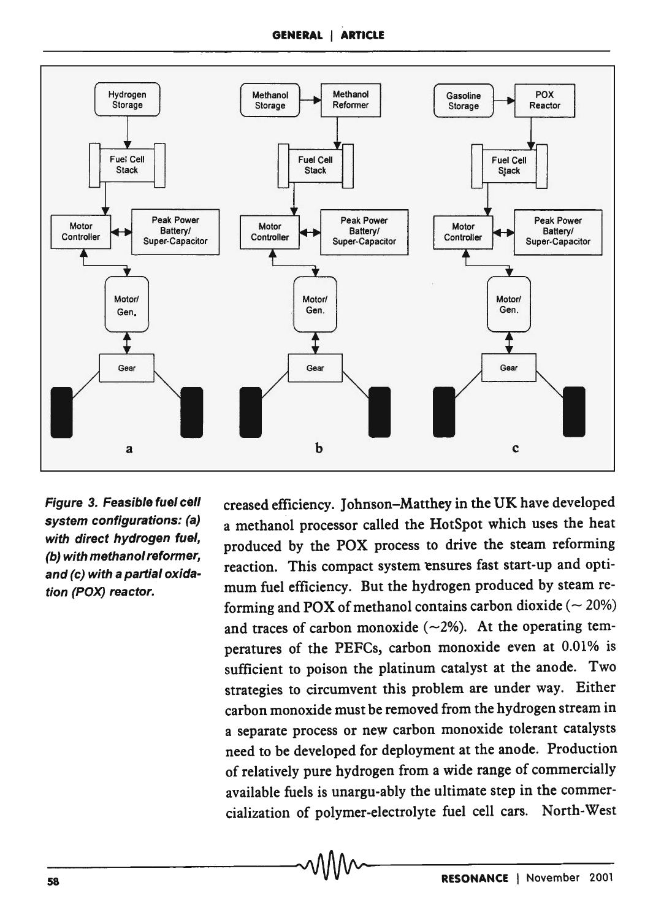Figure 3. Feasible fuel cell system configurations: (a) with direct hydrogen fuel, (b) with methanol reformer, and (c) with a partial oxidation (POX) reactor.

creased efficiency. Johnson–Matthey in the UK have developed a methanol processor called the HotSpot which uses the heat produced by the POX process to drive the steam reforming reaction. This compact system ensures fast start-up and optimum fuel efficiency. But the hydrogen produced by steam reforming and POX of methanol contains carbon dioxide (~ 20%) and traces of carbon monoxide (~2%). At the operating temperatures of the PEFCs, carbon monoxide even at 0.01% is sufficient to poison the platinum catalyst at the anode. Two strategies to circumvent this problem are under way. Either carbon monoxide must be removed from the hydrogen stream in a separate process or new carbon monoxide tolerant catalysts need to be developed for deployment at the anode. Production of relatively pure hydrogen from a wide range of commercially available fuels is unarguably the ultimate step in the commercialization of polymer-electrolyte fuel cell cars. North-West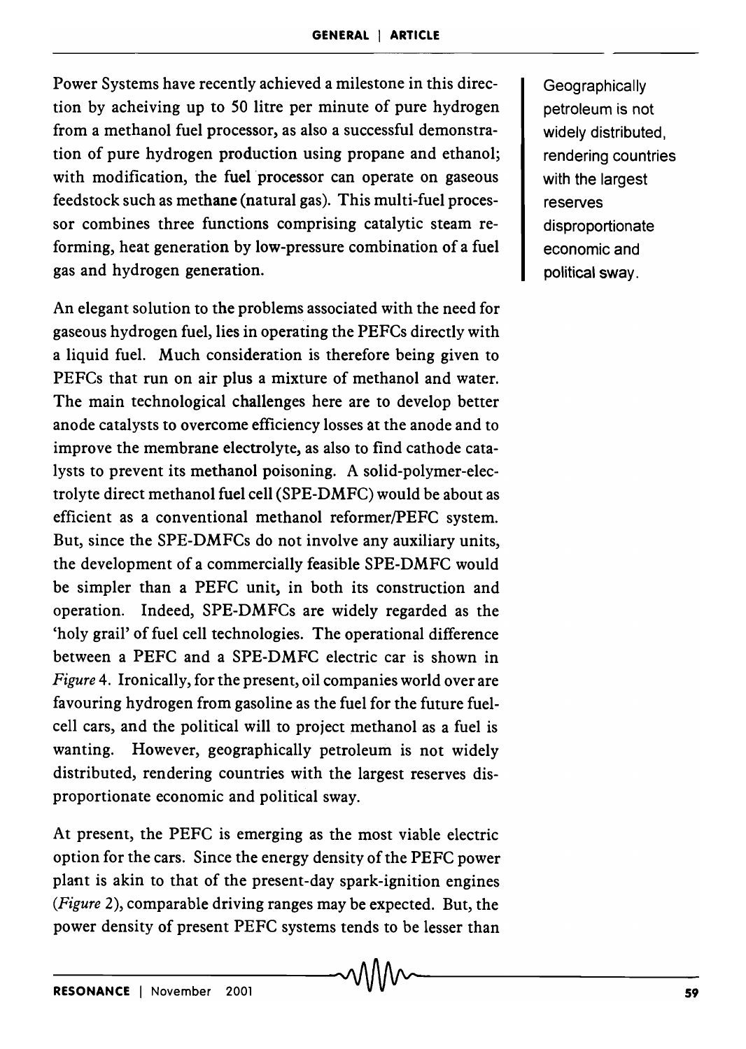Power Systems have recently achieved a milestone in this direction by acheiving up to 50 litre per minute of pure hydrogen from a methanol fuel processor, as also a successful demonstration of pure hydrogen production using propane and ethanol; with modification, the fuel processor can operate on gaseous feedstock such as methane (natural gas). This multi-fuel processor combines three functions comprising catalytic steam reforming, heat generation by low-pressure combination of a fuel gas and hydrogen generation.

Geographically petroleum is not widely distributed, rendering countries with the largest reserves disproportionate economic and political sway.

An elegant solution to the problems associated with the need for gaseous hydrogen fuel, lies in operating the PEFCs directly with a liquid fuel. Much consideration is therefore being given to PEFCs that run on air plus a mixture of methanol and water. The main technological challenges here are to develop better anode catalysts to overcome efficiency losses at the anode and to improve the membrane electrolyte, as also to find cathode catalysts to prevent its methanol poisoning. A solid-polymer-electrolyte direct methanol fuel cell (SPE-DMFC) would be about as efficient as a conventional methanol reformer/PEFC system. But, since the SPE-DMFCs do not involve any auxiliary units, the development of a commercially feasible SPE-DMFC would be simpler than a PEFC unit, in both its construction and operation. Indeed, SPE-DMFCs are widely regarded as the 'holy grail' of fuel cell technologies. The operational difference between a PEFC and a SPE-DMFC electric car is shown in *Figure* 4. Ironically, for the present, oil companies world over are favouring hydrogen from gasoline as the fuel for the future fuel-cell cars, and the political will to project methanol as a fuel is wanting. However, geographically petroleum is not widely distributed, rendering countries with the largest reserves disproportionate economic and political sway.

At present, the PEFC is emerging as the most viable electric option for the cars. Since the energy density of the PEFC power plant is akin to that of the present-day spark-ignition engines (*Figure* 2), comparable driving ranges may be expected. But, the power density of present PEFC systems tends to be lesser than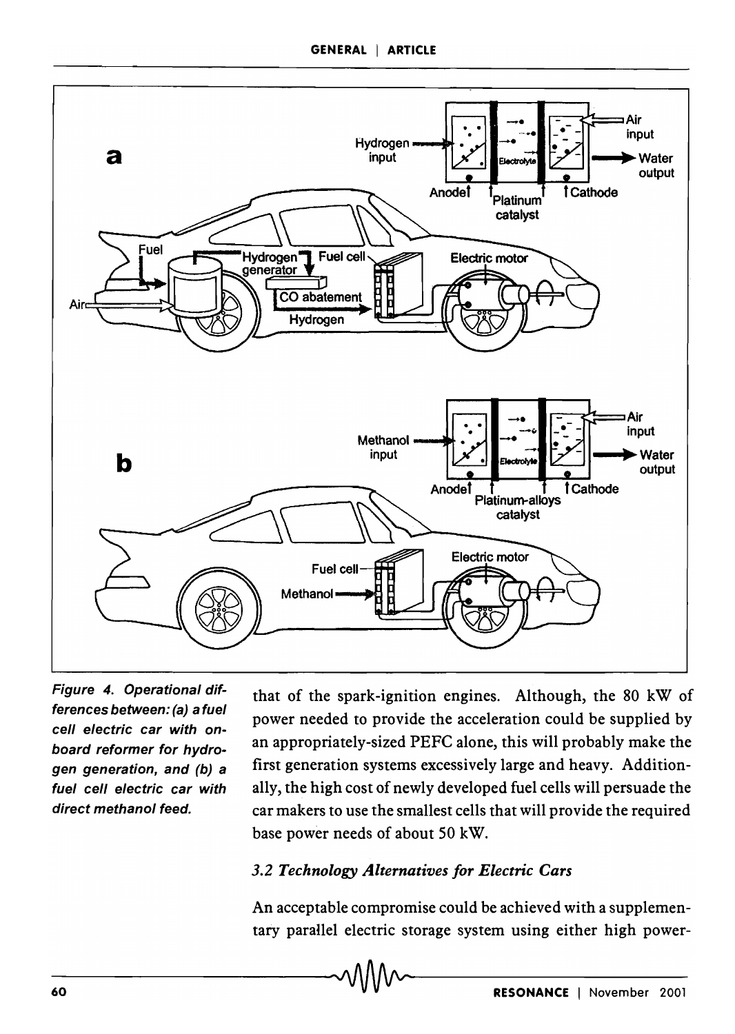Figure 4. Operational differences between: (a) a fuel cell electric car with on-board reformer for hydrogen generation, and (b) a fuel cell electric car with direct methanol feed.

that of the spark-ignition engines. Although, the 80 kW of power needed to provide the acceleration could be supplied by an appropriately-sized PEFC alone, this will probably make the first generation systems excessively large and heavy. Additionally, the high cost of newly developed fuel cells will persuade the car makers to use the smallest cells that will provide the required base power needs of about 50 kW.

### *3.2 Technology Alternatives for Electric Cars*

An acceptable compromise could be achieved with a supplementary parallel electric storage system using either high power-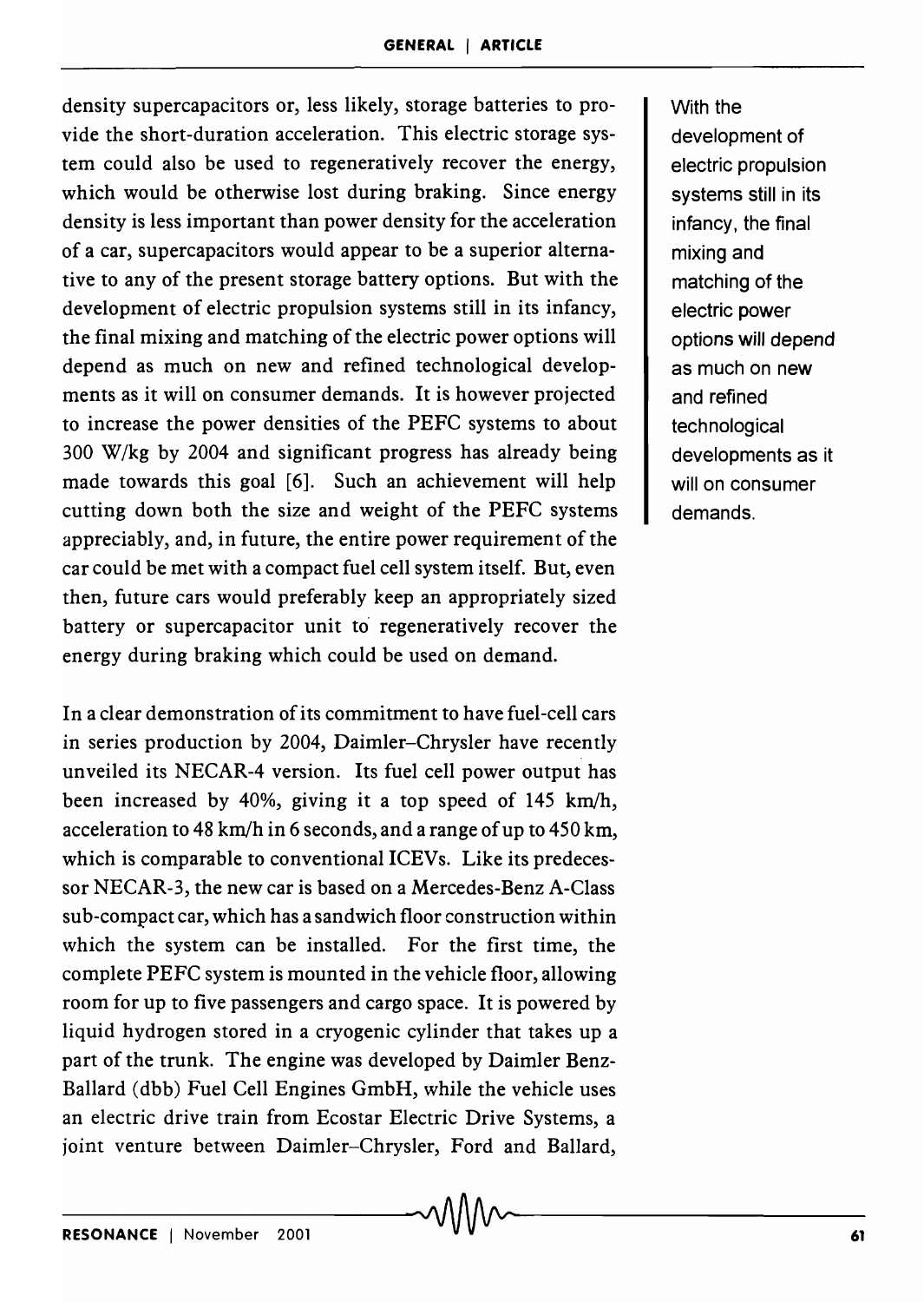density supercapacitors or, less likely, storage batteries to provide the short-duration acceleration. This electric storage system could also be used to regeneratively recover the energy, which would be otherwise lost during braking. Since energy density is less important than power density for the acceleration of a car, supercapacitors would appear to be a superior alternative to any of the present storage battery options. But with the development of electric propulsion systems still in its infancy, the final mixing and matching of the electric power options will depend as much on new and refined technological developments as it will on consumer demands. It is however projected to increase the power densities of the PEFC systems to about 300 W/kg by 2004 and significant progress has already being made towards this goal [6]. Such an achievement will help cutting down both the size and weight of the PEFC systems appreciably, and, in future, the entire power requirement of the car could be met with a compact fuel cell system itself. But, even then, future cars would preferably keep an appropriately sized battery or supercapacitor unit to regeneratively recover the energy during braking which could be used on demand.

> With the development of electric propulsion systems still in its infancy, the final mixing and matching of the electric power options will depend as much on new and refined technological developments as it will on consumer demands.

In a clear demonstration of its commitment to have fuel-cell cars in series production by 2004, Daimler–Chrysler have recently unveiled its NECAR-4 version. Its fuel cell power output has been increased by 40%, giving it a top speed of 145 km/h, acceleration to 48 km/h in 6 seconds, and a range of up to 450 km, which is comparable to conventional ICEVs. Like its predecessor NECAR-3, the new car is based on a Mercedes-Benz A-Class sub-compact car, which has a sandwich floor construction within which the system can be installed. For the first time, the complete PEFC system is mounted in the vehicle floor, allowing room for up to five passengers and cargo space. It is powered by liquid hydrogen stored in a cryogenic cylinder that takes up a part of the trunk. The engine was developed by Daimler Benz-Ballard (dbb) Fuel Cell Engines GmbH, while the vehicle uses an electric drive train from Ecostar Electric Drive Systems, a joint venture between Daimler–Chrysler, Ford and Ballard,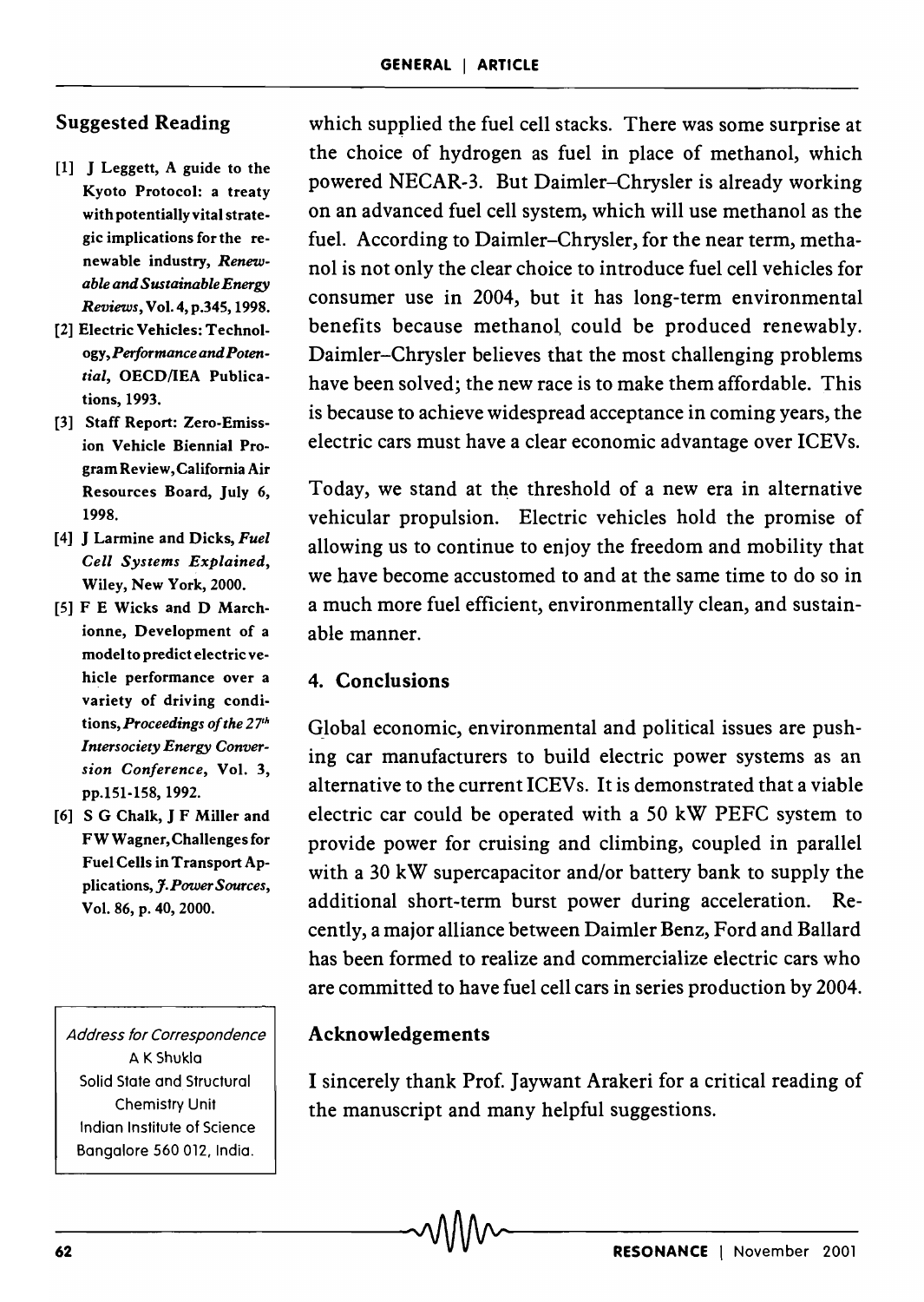which supplied the fuel cell stacks. There was some surprise at the choice of hydrogen as fuel in place of methanol, which powered NECAR-3. But Daimler–Chrysler is already working on an advanced fuel cell system, which will use methanol as the fuel. According to Daimler–Chrysler, for the near term, methanol is not only the clear choice to introduce fuel cell vehicles for consumer use in 2004, but it has long-term environmental benefits because methanol could be produced renewably. Daimler–Chrysler believes that the most challenging problems have been solved; the new race is to make them affordable. This is because to achieve widespread acceptance in coming years, the electric cars must have a clear economic advantage over ICEVs.

Today, we stand at the threshold of a new era in alternative vehicular propulsion. Electric vehicles hold the promise of allowing us to continue to enjoy the freedom and mobility that we have become accustomed to and at the same time to do so in a much more fuel efficient, environmentally clean, and sustainable manner.

## 4. Conclusions

Global economic, environmental and political issues are pushing car manufacturers to build electric power systems as an alternative to the current ICEVs. It is demonstrated that a viable electric car could be operated with a 50 kW PEFC system to provide power for cruising and climbing, coupled in parallel with a 30 kW supercapacitor and/or battery bank to supply the additional short-term burst power during acceleration. Recently, a major alliance between Daimler Benz, Ford and Ballard has been formed to realize and commercialize electric cars who are committed to have fuel cell cars in series production by 2004.

## Acknowledgements

I sincerely thank Prof. Jaywant Arakeri for a critical reading of the manuscript and many helpful suggestions.

## Suggested Reading

[1] J Leggett, A guide to the Kyoto Protocol: a treaty with potentially vital strategic implications for the renewable industry, *Renewable and Sustainable Energy Reviews*, Vol. 4, p.345, 1998.

[2] Electric Vehicles: Technology, *Performance and Potential*, OECD/IEA Publications, 1993.

[3] Staff Report: Zero-Emission Vehicle Biennial Program Review, California Air Resources Board, July 6, 1998.

[4] J Larmine and Dicks, *Fuel Cell Systems Explained*, Wiley, New York, 2000.

[5] F E Wicks and D Marchionne, Development of a model to predict electric vehicle performance over a variety of driving conditions, *Proceedings of the 27th Intersociety Energy Conversion Conference*, Vol. 3, pp.151-158, 1992.

[6] S G Chalk, J F Miller and F W Wagner, Challenges for Fuel Cells in Transport Applications, *J. Power Sources*, Vol. 86, p. 40, 2000.

*Address for Correspondence*
A K Shukla
Solid State and Structural Chemistry Unit
Indian Institute of Science
Bangalore 560 012, India.